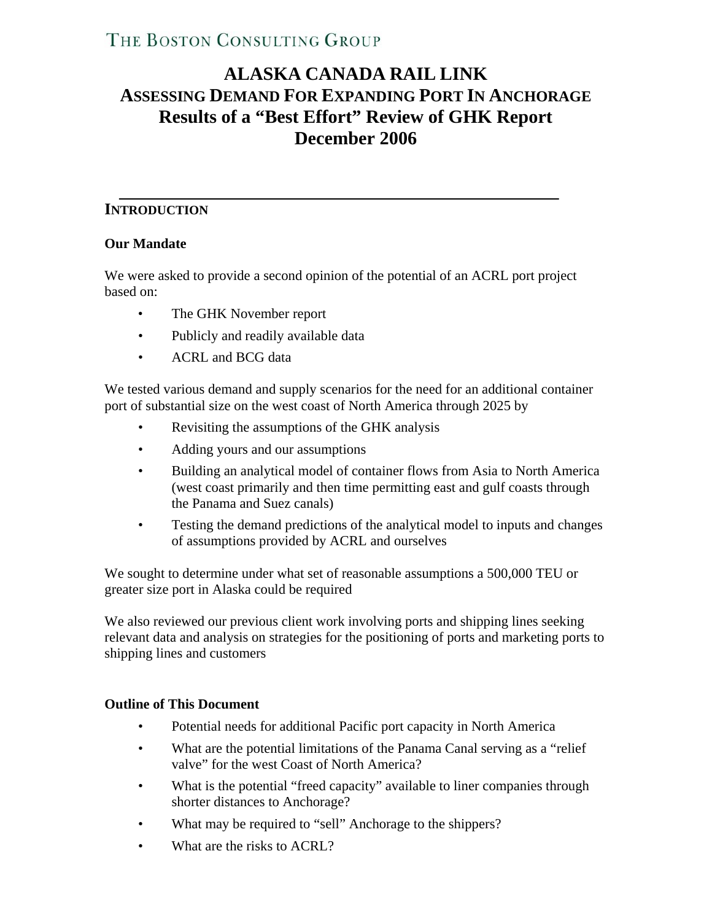THE BOSTON CONSULTING GROUP

# ALASKA CANADA RAIL LINK
## ASSESSING DEMAND FOR EXPANDING PORT IN ANCHORAGE
## Results of a "Best Effort" Review of GHK Report
## December 2006

---

## INTRODUCTION

### Our Mandate

We were asked to provide a second opinion of the potential of an ACRL port project based on:

- The GHK November report
- Publicly and readily available data
- ACRL and BCG data

We tested various demand and supply scenarios for the need for an additional container port of substantial size on the west coast of North America through 2025 by

- Revisiting the assumptions of the GHK analysis
- Adding yours and our assumptions
- Building an analytical model of container flows from Asia to North America (west coast primarily and then time permitting east and gulf coasts through the Panama and Suez canals)
- Testing the demand predictions of the analytical model to inputs and changes of assumptions provided by ACRL and ourselves

We sought to determine under what set of reasonable assumptions a 500,000 TEU or greater size port in Alaska could be required

We also reviewed our previous client work involving ports and shipping lines seeking relevant data and analysis on strategies for the positioning of ports and marketing ports to shipping lines and customers

### Outline of This Document

- Potential needs for additional Pacific port capacity in North America
- What are the potential limitations of the Panama Canal serving as a "relief valve" for the west Coast of North America?
- What is the potential "freed capacity" available to liner companies through shorter distances to Anchorage?
- What may be required to "sell" Anchorage to the shippers?
- What are the risks to ACRL?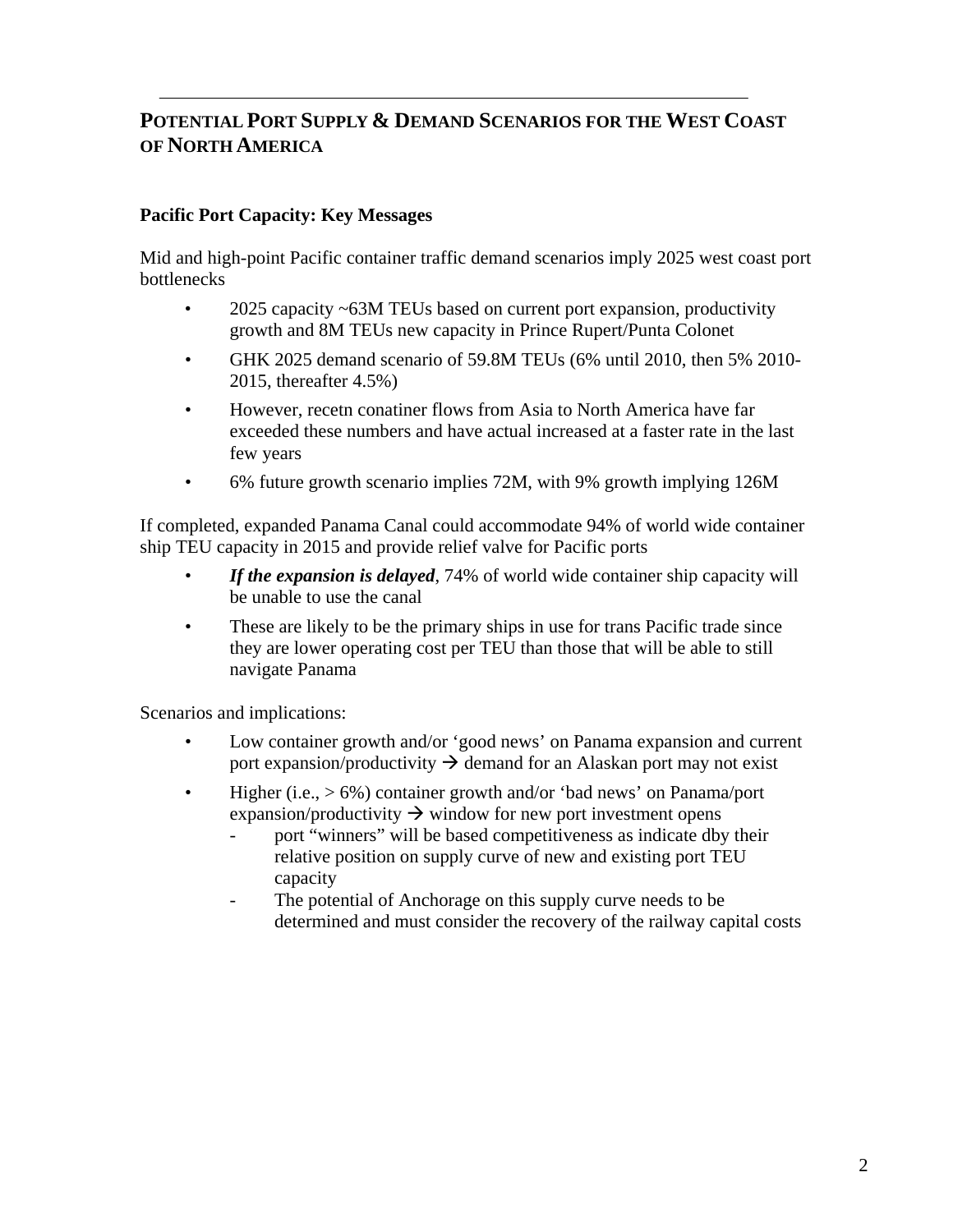## POTENTIAL PORT SUPPLY & DEMAND SCENARIOS FOR THE WEST COAST OF NORTH AMERICA

### Pacific Port Capacity: Key Messages

Mid and high-point Pacific container traffic demand scenarios imply 2025 west coast port bottlenecks

- 2025 capacity ~63M TEUs based on current port expansion, productivity growth and 8M TEUs new capacity in Prince Rupert/Punta Colonet
- GHK 2025 demand scenario of 59.8M TEUs (6% until 2010, then 5% 2010-2015, thereafter 4.5%)
- However, recetn conatiner flows from Asia to North America have far exceeded these numbers and have actual increased at a faster rate in the last few years
- 6% future growth scenario implies 72M, with 9% growth implying 126M

If completed, expanded Panama Canal could accommodate 94% of world wide container ship TEU capacity in 2015 and provide relief valve for Pacific ports

- ***If the expansion is delayed***, 74% of world wide container ship capacity will be unable to use the canal
- These are likely to be the primary ships in use for trans Pacific trade since they are lower operating cost per TEU than those that will be able to still navigate Panama

Scenarios and implications:

- Low container growth and/or 'good news' on Panama expansion and current port expansion/productivity → demand for an Alaskan port may not exist
- Higher (i.e., > 6%) container growth and/or 'bad news' on Panama/port expansion/productivity → window for new port investment opens
  - port "winners" will be based competitiveness as indicate dby their relative position on supply curve of new and existing port TEU capacity
  - The potential of Anchorage on this supply curve needs to be determined and must consider the recovery of the railway capital costs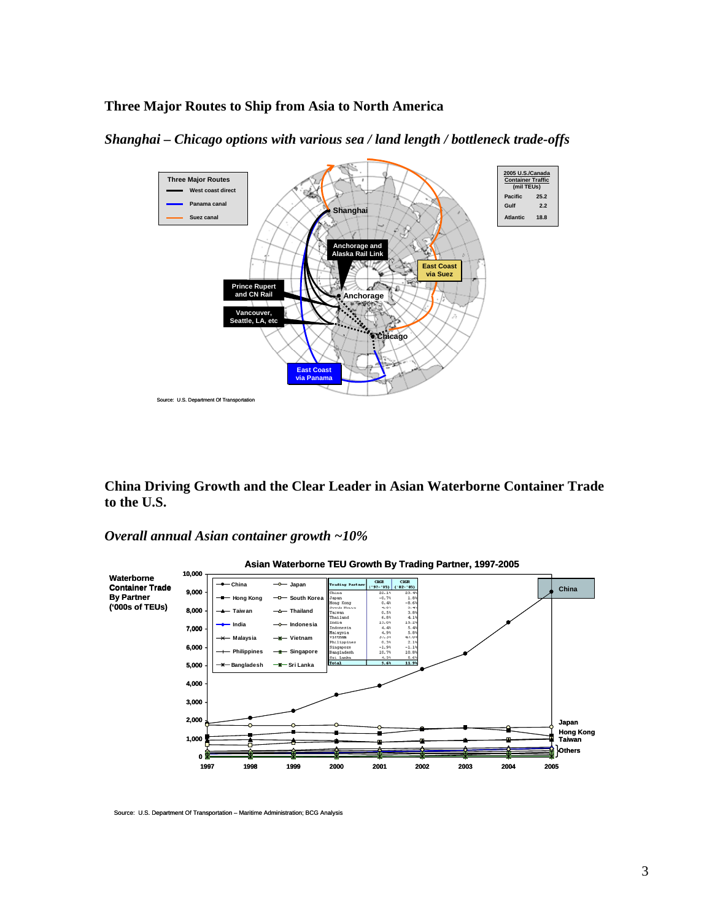## Three Major Routes to Ship from Asia to North America

*Shanghai – Chicago options with various sea / land length / bottleneck trade-offs*

Three Major Routes
- West coast direct
- Panama canal
- Suez canal

| 2005 U.S./Canada Container Traffic (mil TEUs) | |
|---|---|
| Pacific | 25.2 |
| Gulf | 2.2 |
| Atlantic | 18.8 |

Shanghai; Anchorage and Alaska Rail Link; Anchorage; Prince Rupert and CN Rail; Vancouver, Seattle, LA, etc; Chicago; East Coast via Suez; East Coast via Panama

Source: U.S. Department Of Transportation

## China Driving Growth and the Clear Leader in Asian Waterborne Container Trade to the U.S.

*Overall annual Asian container growth ~10%*

**Asian Waterborne TEU Growth By Trading Partner, 1997-2005**

Waterborne Container Trade By Partner ('000s of TEUs)

| Trading Partner | CAGR ('97-'05) | CAGR ('02-'05) |
|---|---|---|
| China | 22.1% | 23.4% |
| Japan | -0.7% | 1.8% |
| Hong Kong | 0.4% | -8.6% |
| South Korea | 4.6% | 5.4% |
| Taiwan | 0.5% | 3.8% |
| Thailand | 6.8% | 4.1% |
| India | 13.0% | 15.2% |
| Indonesia | 4.4% | 5.4% |
| Malaysia | 4.9% | 5.8% |
| Vietnam | 37.3% | 47.0% |
| Philippines | 0.3% | 2.1% |
| Singapore | -1.9% | -1.1% |
| Bangladesh | 10.7% | 10.8% |
| Sri Lanka | 4.3% | 5.6% |
| Total | 9.6% | 11.9% |

Series: China, Japan, Hong Kong, South Korea, Taiwan, Thailand, India, Indonesia, Malaysia, Vietnam, Philippines, Singapore, Bangladesh, Sri Lanka (1997–2005). Labels: China; Japan; Hong Kong; Taiwan; Others

Source: U.S. Department Of Transportation – Maritime Administration; BCG Analysis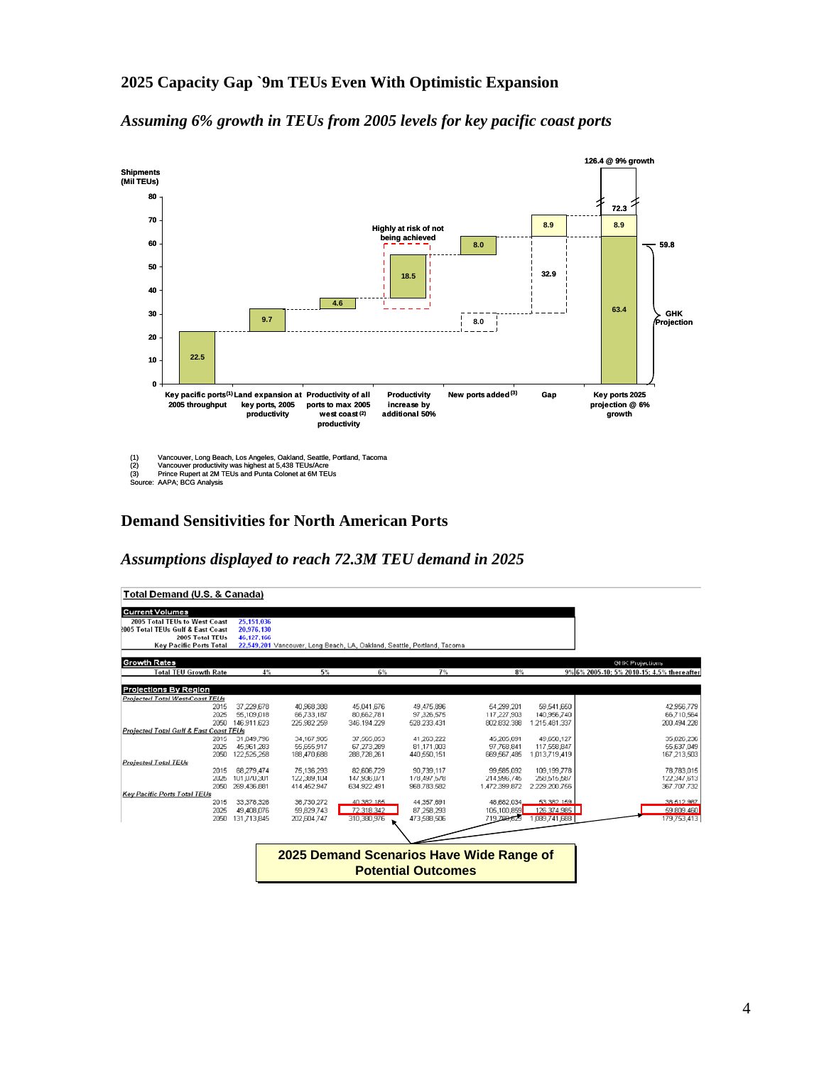## 2025 Capacity Gap `9m TEUs Even With Optimistic Expansion

*Assuming 6% growth in TEUs from 2005 levels for key pacific coast ports*

Shipments (Mil TEUs)

| Category | Value (Mil TEUs) |
|---|---|
| Key pacific ports[(1)] 2005 throughput | 22.5 |
| Land expansion at key ports, 2005 productivity | 9.7 |
| Productivity of all ports to max 2005 west coast[(2)] productivity | 4.6 |
| Productivity increase by additional 50% (Highly at risk of not being achieved) | 18.5 |
| New ports added[(3)] | 8.0 |
| Gap | 8.9 |
| Key ports 2025 projection @ 6% growth | 72.3 (63.4 + 8.9) |

126.4 @ 9% growth

59.8 GHK Projection

(1) Vancouver, Long Beach, Los Angeles, Oakland, Seattle, Portland, Tacoma
(2) Vancouver productivity was highest at 5,438 TEUs/Acre
(3) Prince Rupert at 2M TEUs and Punta Colonet at 6M TEUs
Source: AAPA; BCG Analysis

## Demand Sensitivities for North American Ports

*Assumptions displayed to reach 72.3M TEU demand in 2025*

**Total Demand (U.S. & Canada)**

**Current Volumes**

| | | |
|---|---|---|
| 2005 Total TEUs to West Coast | 25,151,036 | |
| 2005 Total TEUs Gulf & East Coast | 20,976,130 | |
| 2005 Total TEUs | 46,127,166 | |
| Key Pacific Ports Total | 22,549,201 | Vancouver, Long Beach, LA, Oakland, Seattle, Portland, Tacoma |

**Growth Rates**

| | | 4% | 5% | 6% | 7% | 8% | 9% | GHK Projections: 6% 2005-10; 5% 2010-15; 4.5% thereafter |
|---|---|---|---|---|---|---|---|---|
| **Projections By Region** | | | | | | | | |
| *Projected Total West-Coast TEUs* | 2015 | 37,229,678 | 40,968,388 | 45,041,676 | 49,475,896 | 54,299,201 | 59,541,660 | 42,956,779 |
| | 2025 | 55,109,018 | 66,733,187 | 80,662,781 | 97,326,575 | 117,227,903 | 140,956,740 | 66,710,564 |
| | 2050 | 146,911,623 | 225,982,259 | 346,194,229 | 528,233,431 | 802,832,388 | 1,215,481,337 | 200,494,228 |
| *Projected Total Gulf & East Coast TEUs* | 2015 | 31,049,796 | 34,167,905 | 37,565,053 | 41,263,222 | 45,285,891 | 49,658,127 | 35,826,236 |
| | 2025 | 45,961,283 | 55,655,917 | 67,273,289 | 81,171,003 | 97,768,841 | 117,558,847 | 55,637,049 |
| | 2050 | 122,525,258 | 188,470,688 | 288,728,261 | 440,550,151 | 669,567,485 | 1,013,719,419 | 167,213,503 |
| *Projected Total TEUs* | 2015 | 68,279,474 | 75,136,293 | 82,606,729 | 90,739,117 | 99,585,092 | 109,199,778 | 78,783,015 |
| | 2025 | 101,070,301 | 122,389,104 | 147,936,071 | 178,497,578 | 214,996,745 | 258,515,587 | 122,347,613 |
| | 2050 | 269,436,881 | 414,452,947 | 634,922,491 | 968,783,582 | 1,472,399,872 | 2,229,200,756 | 367,707,732 |
| *Key Pacific Ports Total TEUs* | 2015 | 33,378,328 | 36,730,272 | 40,382,165 | 44,357,691 | 48,682,034 | 53,382,159 | 38,512,987 |
| | 2025 | 49,408,076 | 59,829,743 | 72,318,342 | 87,258,293 | 105,100,859 | 126,374,985 | 59,809,460 |
| | 2050 | 131,713,845 | 202,604,747 | 310,380,976 | 473,588,506 | 719,788,629 | 1,089,741,688 | 179,753,413 |

**2025 Demand Scenarios Have Wide Range of Potential Outcomes**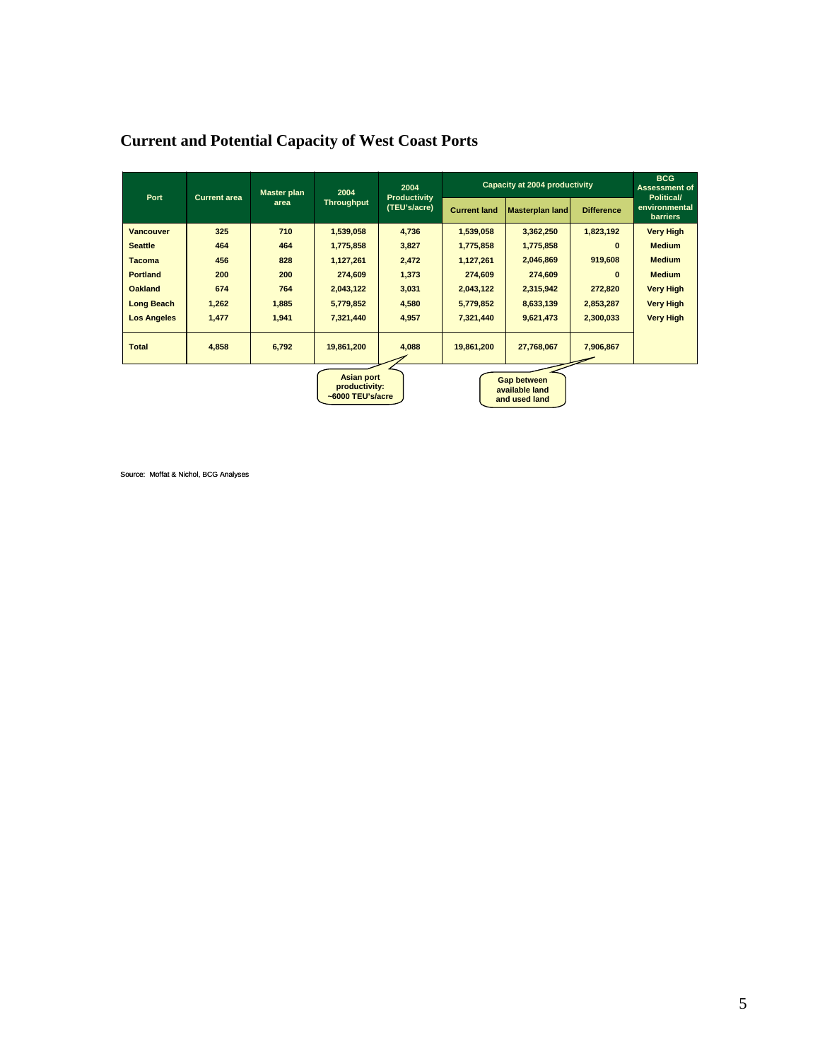## Current and Potential Capacity of West Coast Ports

| Port | Current area | Master plan area | 2004 Throughput | 2004 Productivity (TEU's/acre) | Capacity at 2004 productivity | | | BCG Assessment of Political/ environmental barriers |
|---|---|---|---|---|---|---|---|---|
| | | | | | Current land | Masterplan land | Difference | |
| Vancouver | 325 | 710 | 1,539,058 | 4,736 | 1,539,058 | 3,362,250 | 1,823,192 | Very High |
| Seattle | 464 | 464 | 1,775,858 | 3,827 | 1,775,858 | 1,775,858 | 0 | Medium |
| Tacoma | 456 | 828 | 1,127,261 | 2,472 | 1,127,261 | 2,046,869 | 919,608 | Medium |
| Portland | 200 | 200 | 274,609 | 1,373 | 274,609 | 274,609 | 0 | Medium |
| Oakland | 674 | 764 | 2,043,122 | 3,031 | 2,043,122 | 2,315,942 | 272,820 | Very High |
| Long Beach | 1,262 | 1,885 | 5,779,852 | 4,580 | 5,779,852 | 8,633,139 | 2,853,287 | Very High |
| Los Angeles | 1,477 | 1,941 | 7,321,440 | 4,957 | 7,321,440 | 9,621,473 | 2,300,033 | Very High |
| Total | 4,858 | 6,792 | 19,861,200 | 4,088 | 19,861,200 | 27,768,067 | 7,906,867 | |

Asian port productivity: ~6000 TEU's/acre

Gap between available land and used land

Source: Moffat & Nichol, BCG Analyses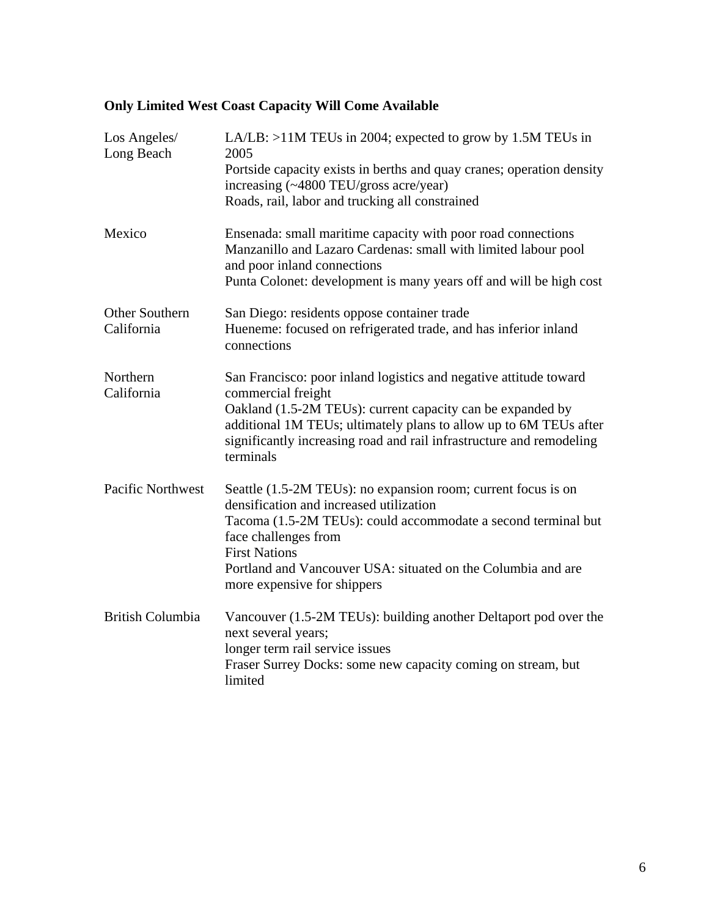## Only Limited West Coast Capacity Will Come Available

| | |
|---|---|
| Los Angeles/ Long Beach | LA/LB: >11M TEUs in 2004; expected to grow by 1.5M TEUs in 2005<br>Portside capacity exists in berths and quay cranes; operation density increasing (~4800 TEU/gross acre/year)<br>Roads, rail, labor and trucking all constrained |
| Mexico | Ensenada: small maritime capacity with poor road connections<br>Manzanillo and Lazaro Cardenas: small with limited labour pool and poor inland connections<br>Punta Colonet: development is many years off and will be high cost |
| Other Southern California | San Diego: residents oppose container trade<br>Hueneme: focused on refrigerated trade, and has inferior inland connections |
| Northern California | San Francisco: poor inland logistics and negative attitude toward commercial freight<br>Oakland (1.5-2M TEUs): current capacity can be expanded by additional 1M TEUs; ultimately plans to allow up to 6M TEUs after significantly increasing road and rail infrastructure and remodeling terminals |
| Pacific Northwest | Seattle (1.5-2M TEUs): no expansion room; current focus is on densification and increased utilization<br>Tacoma (1.5-2M TEUs): could accommodate a second terminal but face challenges from First Nations<br>Portland and Vancouver USA: situated on the Columbia and are more expensive for shippers |
| British Columbia | Vancouver (1.5-2M TEUs): building another Deltaport pod over the next several years; longer term rail service issues<br>Fraser Surrey Docks: some new capacity coming on stream, but limited |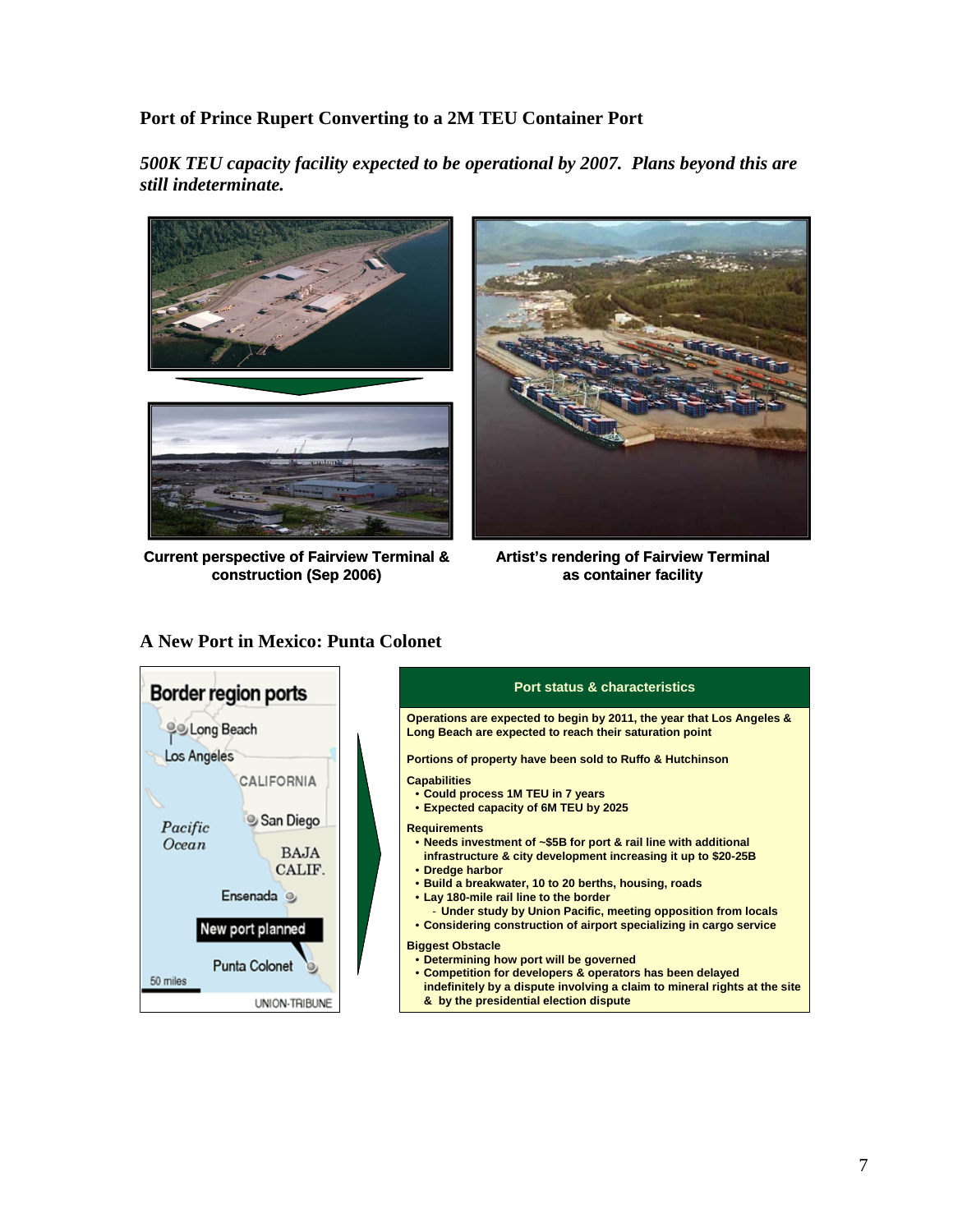## Port of Prince Rupert Converting to a 2M TEU Container Port

*500K TEU capacity facility expected to be operational by 2007. Plans beyond this are still indeterminate.*

**Current perspective of Fairview Terminal & construction (Sep 2006)**

**Artist's rendering of Fairview Terminal as container facility**

## A New Port in Mexico: Punta Colonet

**Border region ports**

Long Beach
Los Angeles
CALIFORNIA
San Diego
Pacific Ocean
BAJA CALIF.
Ensenada
New port planned
Punta Colonet
50 miles
UNION-TRIBUNE

**Port status & characteristics**

**Operations are expected to begin by 2011, the year that Los Angeles & Long Beach are expected to reach their saturation point**

**Portions of property have been sold to Ruffo & Hutchinson**

**Capabilities**

- **Could process 1M TEU in 7 years**
- **Expected capacity of 6M TEU by 2025**

**Requirements**

- **Needs investment of ~$5B for port & rail line with additional infrastructure & city development increasing it up to $20-25B**
- **Dredge harbor**
- **Build a breakwater, 10 to 20 berths, housing, roads**
- **Lay 180-mile rail line to the border**
  - **Under study by Union Pacific, meeting opposition from locals**
- **Considering construction of airport specializing in cargo service**

**Biggest Obstacle**

- **Determining how port will be governed**
- **Competition for developers & operators has been delayed indefinitely by a dispute involving a claim to mineral rights at the site & by the presidential election dispute**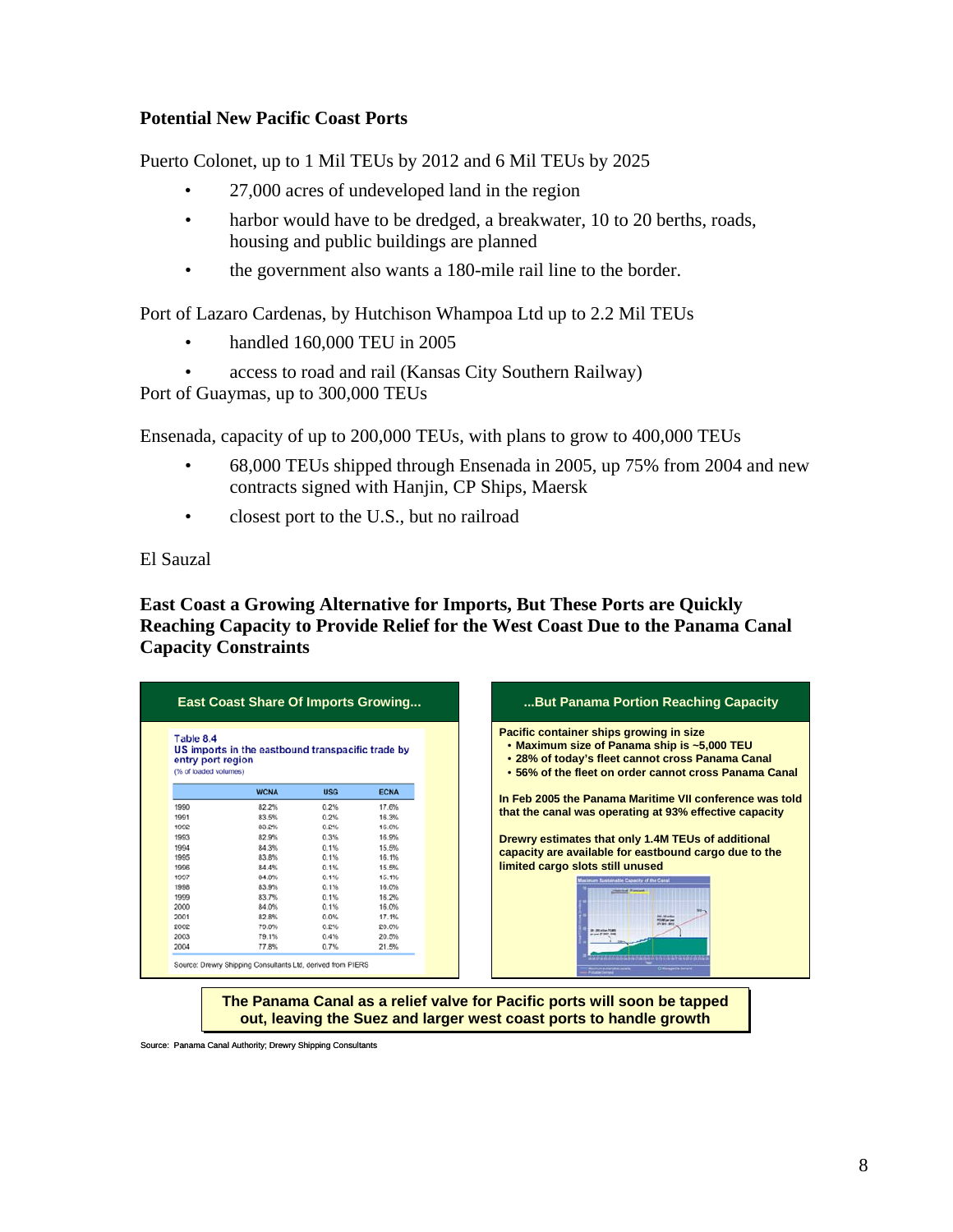### Potential New Pacific Coast Ports

Puerto Colonet, up to 1 Mil TEUs by 2012 and 6 Mil TEUs by 2025

- 27,000 acres of undeveloped land in the region
- harbor would have to be dredged, a breakwater, 10 to 20 berths, roads, housing and public buildings are planned
- the government also wants a 180-mile rail line to the border.

Port of Lazaro Cardenas, by Hutchison Whampoa Ltd up to 2.2 Mil TEUs

- handled 160,000 TEU in 2005
- access to road and rail (Kansas City Southern Railway)

Port of Guaymas, up to 300,000 TEUs

Ensenada, capacity of up to 200,000 TEUs, with plans to grow to 400,000 TEUs

- 68,000 TEUs shipped through Ensenada in 2005, up 75% from 2004 and new contracts signed with Hanjin, CP Ships, Maersk
- closest port to the U.S., but no railroad

El Sauzal

### East Coast a Growing Alternative for Imports, But These Ports are Quickly Reaching Capacity to Provide Relief for the West Coast Due to the Panama Canal Capacity Constraints

**East Coast Share Of Imports Growing...**

Table 8.4
US imports in the eastbound transpacific trade by entry port region
(% of loaded volumes)

| | WCNA | USG | ECNA |
|---|---|---|---|
| 1990 | 82.2% | 0.2% | 17.6% |
| 1991 | 83.5% | 0.2% | 16.3% |
| 1992 | 80.2% | 0.2% | 19.6% |
| 1993 | 82.9% | 0.3% | 16.9% |
| 1994 | 84.3% | 0.1% | 15.5% |
| 1995 | 83.8% | 0.1% | 16.1% |
| 1996 | 84.4% | 0.1% | 15.5% |
| 1997 | 84.0% | 0.1% | 15.1% |
| 1998 | 83.9% | 0.1% | 16.0% |
| 1999 | 83.7% | 0.1% | 16.2% |
| 2000 | 84.0% | 0.1% | 16.0% |
| 2001 | 82.8% | 0.0% | 17.1% |
| 2002 | 79.0% | 0.2% | 20.0% |
| 2003 | 79.1% | 0.4% | 20.5% |
| 2004 | 77.8% | 0.7% | 21.5% |

Source: Drewry Shipping Consultants Ltd, derived from PIERS

**...But Panama Portion Reaching Capacity**

**Pacific container ships growing in size**
- **Maximum size of Panama ship is ~5,000 TEU**
- **28% of today's fleet cannot cross Panama Canal**
- **56% of the fleet on order cannot cross Panama Canal**

**In Feb 2005 the Panama Maritime VII conference was told that the canal was operating at 93% effective capacity**

**Drewry estimates that only 1.4M TEUs of additional capacity are available for eastbound cargo due to the limited cargo slots still unused**

**The Panama Canal as a relief valve for Pacific ports will soon be tapped out, leaving the Suez and larger west coast ports to handle growth**

Source: Panama Canal Authority; Drewry Shipping Consultants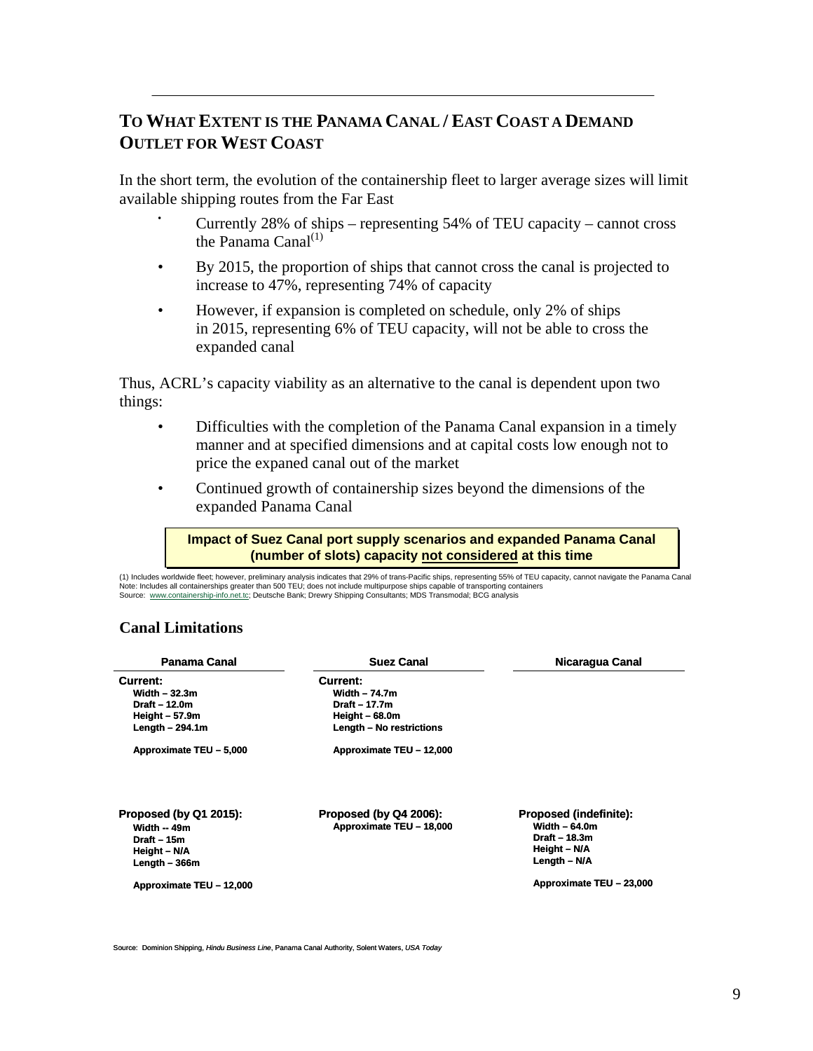## To What Extent is the Panama Canal / East Coast a Demand Outlet for West Coast

In the short term, the evolution of the containership fleet to larger average sizes will limit available shipping routes from the Far East

- Currently 28% of ships – representing 54% of TEU capacity – cannot cross the Panama Canal[(1)]
- By 2015, the proportion of ships that cannot cross the canal is projected to increase to 47%, representing 74% of capacity
- However, if expansion is completed on schedule, only 2% of ships in 2015, representing 6% of TEU capacity, will not be able to cross the expanded canal

Thus, ACRL's capacity viability as an alternative to the canal is dependent upon two things:

- Difficulties with the completion of the Panama Canal expansion in a timely manner and at specified dimensions and at capital costs low enough not to price the expaned canal out of the market
- Continued growth of containership sizes beyond the dimensions of the expanded Panama Canal

**Impact of Suez Canal port supply scenarios and expanded Panama Canal (number of slots) capacity not considered at this time**

(1) Includes worldwide fleet; however, preliminary analysis indicates that 29% of trans-Pacific ships, representing 55% of TEU capacity, cannot navigate the Panama Canal
Note: Includes all containerships greater than 500 TEU; does not include multipurpose ships capable of transporting containers
Source: www.containership-info.net.tc; Deutsche Bank; Drewry Shipping Consultants; MDS Transmodal; BCG analysis

### Canal Limitations

| Panama Canal | Suez Canal | Nicaragua Canal |
|---|---|---|
| **Current:**<br>Width – 32.3m<br>Draft – 12.0m<br>Height – 57.9m<br>Length – 294.1m<br><br>Approximate TEU – 5,000 | **Current:**<br>Width – 74.7m<br>Draft – 17.7m<br>Height – 68.0m<br>Length – No restrictions<br><br>Approximate TEU – 12,000 | |
| **Proposed (by Q1 2015):**<br>Width -- 49m<br>Draft – 15m<br>Height – N/A<br>Length – 366m<br><br>Approximate TEU – 12,000 | **Proposed (by Q4 2006):**<br>Approximate TEU – 18,000 | **Proposed (indefinite):**<br>Width – 64.0m<br>Draft – 18.3m<br>Height – N/A<br>Length – N/A<br><br>Approximate TEU – 23,000 |

Source: Dominion Shipping, *Hindu Business Line*, Panama Canal Authority, Solent Waters, *USA Today*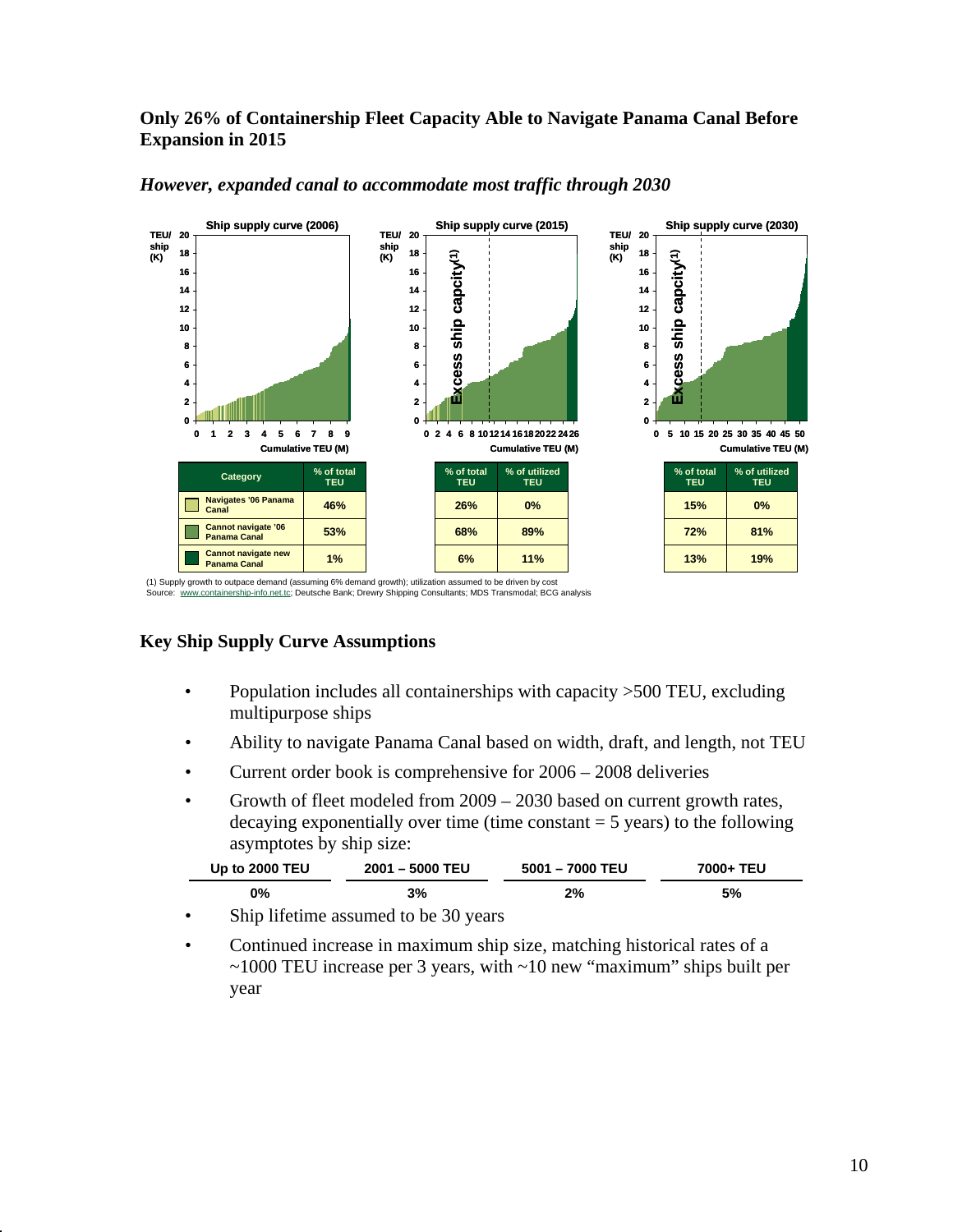**Only 26% of Containership Fleet Capacity Able to Navigate Panama Canal Before Expansion in 2015**

*However, expanded canal to accommodate most traffic through 2030*

| Category | 2006: % of total TEU | 2015: % of total TEU | 2015: % of utilized TEU | 2030: % of total TEU | 2030: % of utilized TEU |
|---|---|---|---|---|---|
| Navigates '06 Panama Canal | 46% | 26% | 0% | 15% | 0% |
| Cannot navigate '06 Panama Canal | 53% | 68% | 89% | 72% | 81% |
| Cannot navigate new Panama Canal | 1% | 6% | 11% | 13% | 19% |

(1) Supply growth to outpace demand (assuming 6% demand growth); utilization assumed to be driven by cost
Source: www.containership-info.net.tc; Deutsche Bank; Drewry Shipping Consultants; MDS Transmodal; BCG analysis

**Key Ship Supply Curve Assumptions**

- Population includes all containerships with capacity >500 TEU, excluding multipurpose ships
- Ability to navigate Panama Canal based on width, draft, and length, not TEU
- Current order book is comprehensive for 2006 – 2008 deliveries
- Growth of fleet modeled from 2009 – 2030 based on current growth rates, decaying exponentially over time (time constant = 5 years) to the following asymptotes by ship size:

| Up to 2000 TEU | 2001 – 5000 TEU | 5001 – 7000 TEU | 7000+ TEU |
|---|---|---|---|
| 0% | 3% | 2% | 5% |

- Ship lifetime assumed to be 30 years
- Continued increase in maximum ship size, matching historical rates of a ~1000 TEU increase per 3 years, with ~10 new "maximum" ships built per year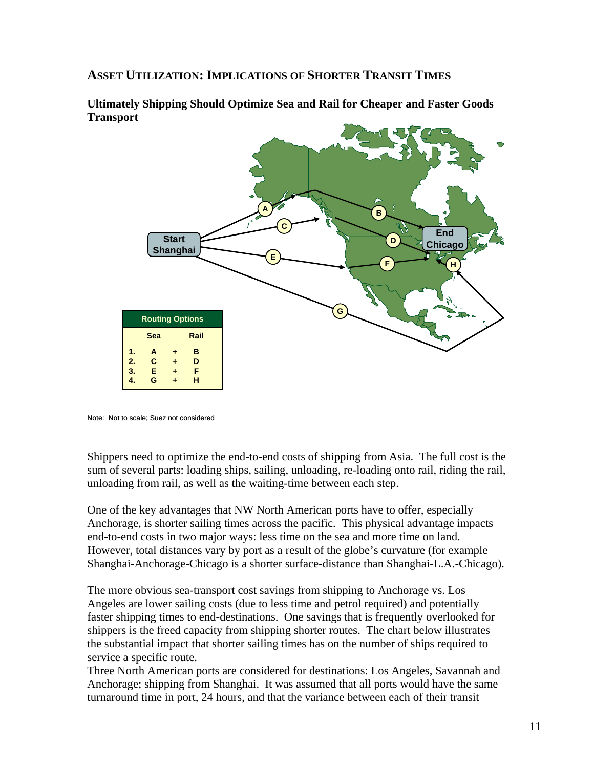## Asset Utilization: Implications of Shorter Transit Times

**Ultimately Shipping Should Optimize Sea and Rail for Cheaper and Faster Goods Transport**

| Routing Options | | | |
|---|---|---|---|
| | Sea | | Rail |
| 1. | A | + | B |
| 2. | C | + | D |
| 3. | E | + | F |
| 4. | G | + | H |

Note: Not to scale; Suez not considered

Shippers need to optimize the end-to-end costs of shipping from Asia. The full cost is the sum of several parts: loading ships, sailing, unloading, re-loading onto rail, riding the rail, unloading from rail, as well as the waiting-time between each step.

One of the key advantages that NW North American ports have to offer, especially Anchorage, is shorter sailing times across the pacific. This physical advantage impacts end-to-end costs in two major ways: less time on the sea and more time on land. However, total distances vary by port as a result of the globe's curvature (for example Shanghai-Anchorage-Chicago is a shorter surface-distance than Shanghai-L.A.-Chicago).

The more obvious sea-transport cost savings from shipping to Anchorage vs. Los Angeles are lower sailing costs (due to less time and petrol required) and potentially faster shipping times to end-destinations. One savings that is frequently overlooked for shippers is the freed capacity from shipping shorter routes. The chart below illustrates the substantial impact that shorter sailing times has on the number of ships required to service a specific route.

Three North American ports are considered for destinations: Los Angeles, Savannah and Anchorage; shipping from Shanghai. It was assumed that all ports would have the same turnaround time in port, 24 hours, and that the variance between each of their transit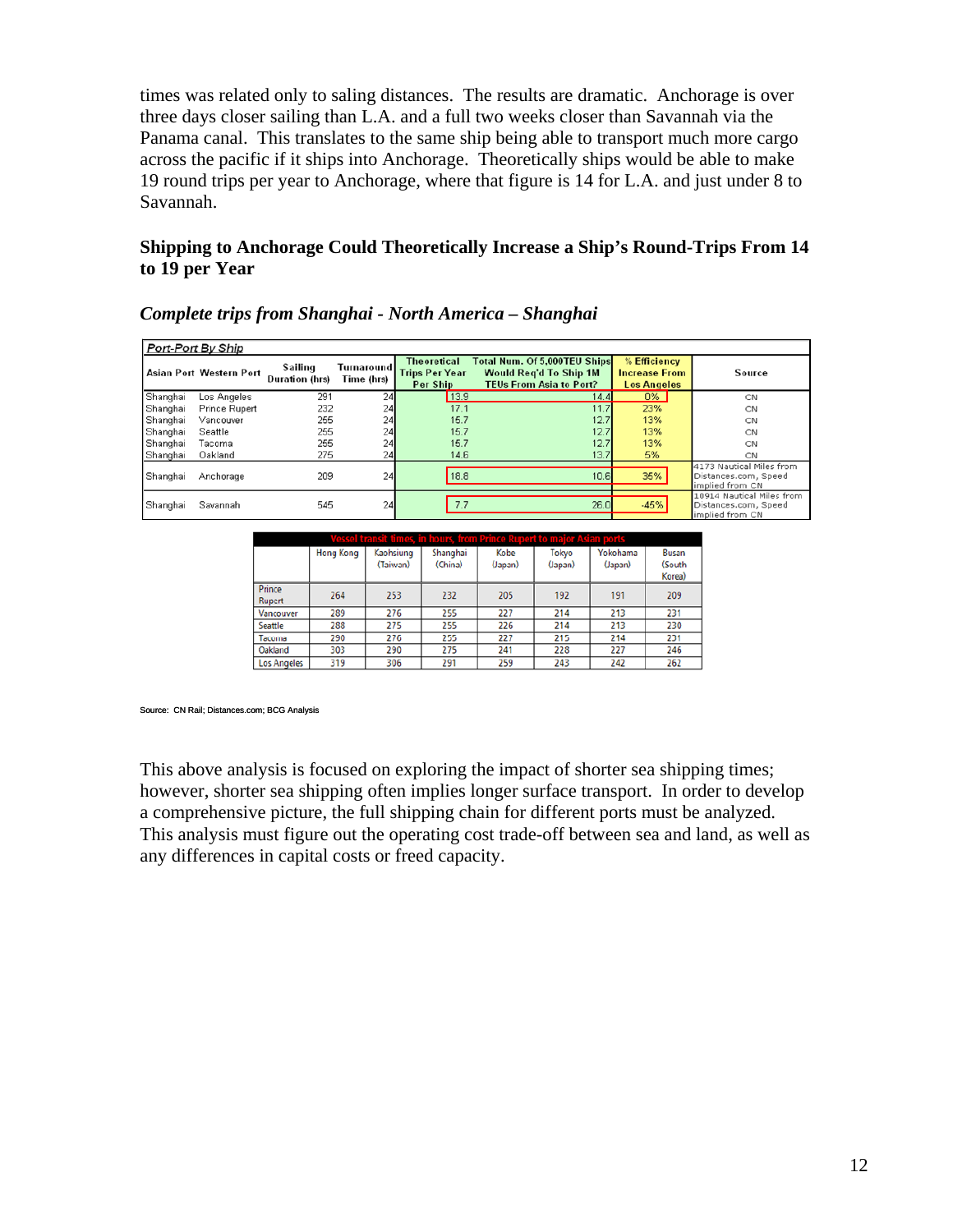times was related only to saling distances. The results are dramatic. Anchorage is over three days closer sailing than L.A. and a full two weeks closer than Savannah via the Panama canal. This translates to the same ship being able to transport much more cargo across the pacific if it ships into Anchorage. Theoretically ships would be able to make 19 round trips per year to Anchorage, where that figure is 14 for L.A. and just under 8 to Savannah.

**Shipping to Anchorage Could Theoretically Increase a Ship's Round-Trips From 14 to 19 per Year**

***Complete trips from Shanghai - North America – Shanghai***

| Port-Port By Ship | | | | | | | |
|---|---|---|---|---|---|---|---|
| Asian Port | Western Port | Sailing Duration (hrs) | Turnaround Time (hrs) | Theoretical Trips Per Year Per Ship | Total Num. Of 5,000TEU Ships Would Req'd To Ship 1M TEUs From Asia to Port? | % Efficiency Increase From Los Angeles | Source |
| Shanghai | Los Angeles | 291 | 24 | 13.9 | 14.4 | 0% | CN |
| Shanghai | Prince Rupert | 232 | 24 | 17.1 | 11.7 | 23% | CN |
| Shanghai | Vancouver | 255 | 24 | 15.7 | 12.7 | 13% | CN |
| Shanghai | Seattle | 255 | 24 | 15.7 | 12.7 | 13% | CN |
| Shanghai | Tacoma | 255 | 24 | 15.7 | 12.7 | 13% | CN |
| Shanghai | Oakland | 275 | 24 | 14.6 | 13.7 | 5% | CN |
| Shanghai | Anchorage | 209 | 24 | 18.8 | 10.6 | 35% | 4173 Nautical Miles from Distances.com, Speed implied from CN |
| Shanghai | Savannah | 545 | 24 | 7.7 | 26.0 | -45% | 10914 Nautical Miles from Distances.com, Speed implied from CN |

| Vessel transit times, in hours, from Prince Rupert to major Asian ports | | | | | | | |
|---|---|---|---|---|---|---|---|
| | Hong Kong | Kaohsiung (Taiwan) | Shanghai (China) | Kobe (Japan) | Tokyo (Japan) | Yokohama (Japan) | Busan (South Korea) |
| Prince Rupert | 264 | 253 | 232 | 205 | 192 | 191 | 209 |
| Vancouver | 289 | 276 | 255 | 227 | 214 | 213 | 231 |
| Seattle | 288 | 275 | 255 | 226 | 214 | 213 | 230 |
| Tacoma | 290 | 276 | 255 | 227 | 215 | 214 | 231 |
| Oakland | 303 | 290 | 275 | 241 | 228 | 227 | 246 |
| Los Angeles | 319 | 306 | 291 | 259 | 243 | 242 | 262 |

Source: CN Rail; Distances.com; BCG Analysis

This above analysis is focused on exploring the impact of shorter sea shipping times; however, shorter sea shipping often implies longer surface transport. In order to develop a comprehensive picture, the full shipping chain for different ports must be analyzed. This analysis must figure out the operating cost trade-off between sea and land, as well as any differences in capital costs or freed capacity.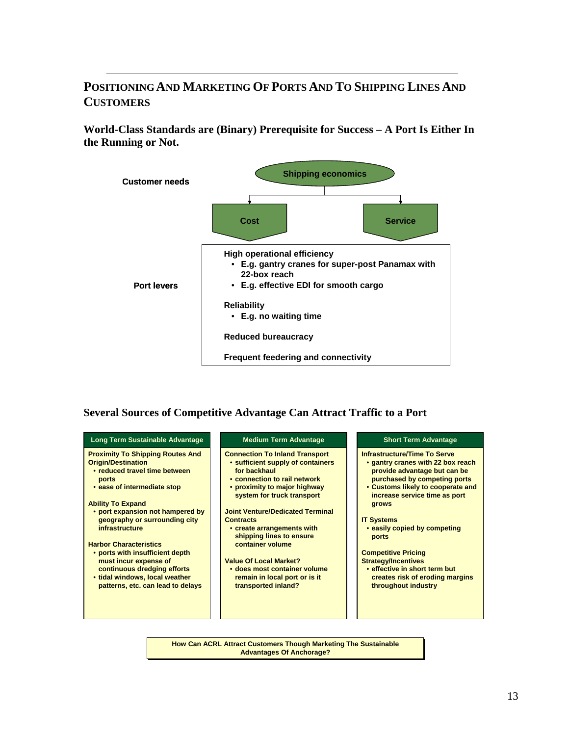## Positioning And Marketing Of Ports And To Shipping Lines And Customers

### World-Class Standards are (Binary) Prerequisite for Success – A Port Is Either In the Running or Not.

**Customer needs**

**Shipping economics**

- **Cost**
- **Service**

**Port levers**

**High operational efficiency**
- E.g. gantry cranes for super-post Panamax with 22-box reach
- E.g. effective EDI for smooth cargo

**Reliability**
- E.g. no waiting time

**Reduced bureaucracy**

**Frequent feedering and connectivity**

### Several Sources of Competitive Advantage Can Attract Traffic to a Port

| Long Term Sustainable Advantage | Medium Term Advantage | Short Term Advantage |
|---|---|---|
| **Proximity To Shipping Routes And Origin/Destination**<br>• reduced travel time between ports<br>• ease of intermediate stop<br><br>**Ability To Expand**<br>• port expansion not hampered by geography or surrounding city infrastructure<br><br>**Harbor Characteristics**<br>• ports with insufficient depth must incur expense of continuous dredging efforts<br>• tidal windows, local weather patterns, etc. can lead to delays | **Connection To Inland Transport**<br>• sufficient supply of containers for backhaul<br>• connection to rail network<br>• proximity to major highway system for truck transport<br><br>**Joint Venture/Dedicated Terminal Contracts**<br>• create arrangements with shipping lines to ensure container volume<br><br>**Value Of Local Market?**<br>• does most container volume remain in local port or is it transported inland? | **Infrastructure/Time To Serve**<br>• gantry cranes with 22 box reach provide advantage but can be purchased by competing ports<br>• Customs likely to cooperate and increase service time as port grows<br><br>**IT Systems**<br>• easily copied by competing ports<br><br>**Competitive Pricing Strategy/Incentives**<br>• effective in short term but creates risk of eroding margins throughout industry |

**How Can ACRL Attract Customers Though Marketing The Sustainable Advantages Of Anchorage?**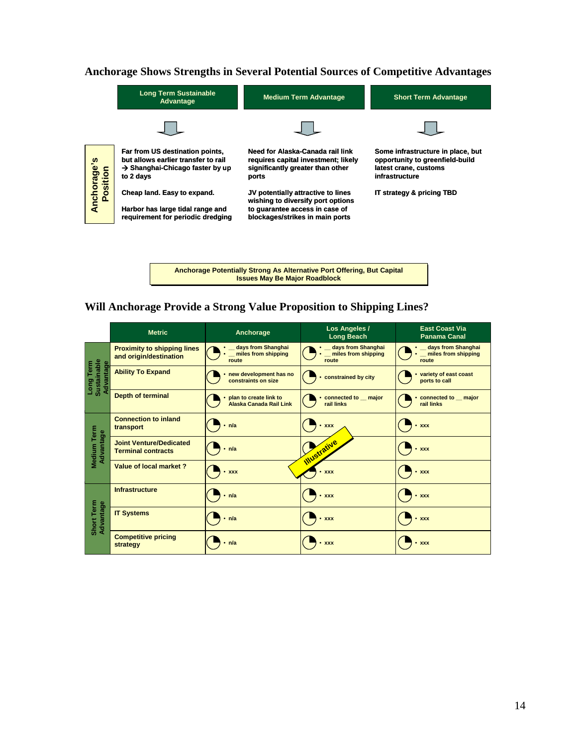## Anchorage Shows Strengths in Several Potential Sources of Competitive Advantages

| | Long Term Sustainable Advantage | Medium Term Advantage | Short Term Advantage |
|---|---|---|---|
| **Anchorage's Position** | **Far from US destination points, but allows earlier transfer to rail → Shanghai-Chicago faster by up to 2 days**<br><br>**Cheap land. Easy to expand.**<br><br>**Harbor has large tidal range and requirement for periodic dredging** | **Need for Alaska-Canada rail link requires capital investment; likely significantly greater than other ports**<br><br>**JV potentially attractive to lines wishing to diversify port options to guarantee access in case of blockages/strikes in main ports** | **Some infrastructure in place, but opportunity to greenfield-build latest crane, customs infrastructure**<br><br>**IT strategy & pricing TBD** |

**Anchorage Potentially Strong As Alternative Port Offering, But Capital Issues May Be Major Roadblock**

## Will Anchorage Provide a Strong Value Proposition to Shipping Lines?

*Illustrative*

| | Metric | Anchorage | Los Angeles / Long Beach | East Coast Via Panama Canal |
|---|---|---|---|---|
| Long Term Sustainable Advantage | Proximity to shipping lines and origin/destination | • __ days from Shanghai<br>• __ miles from shipping route | • __ days from Shanghai<br>• __ miles from shipping route | • __ days from Shanghai<br>• __ miles from shipping route |
| | Ability To Expand | • new development has no constraints on size | • constrained by city | • variety of east coast ports to call |
| | Depth of terminal | • plan to create link to Alaska Canada Rail Link | • connected to __ major rail links | • connected to __ major rail links |
| Medium Term Advantage | Connection to inland transport | • n/a | • xxx | • xxx |
| | Joint Venture/Dedicated Terminal contracts | • n/a | | • xxx |
| | Value of local market ? | • xxx | • xxx | • xxx |
| Short Term Advantage | Infrastructure | • n/a | • xxx | • xxx |
| | IT Systems | • n/a | • xxx | • xxx |
| | Competitive pricing strategy | • n/a | • xxx | • xxx |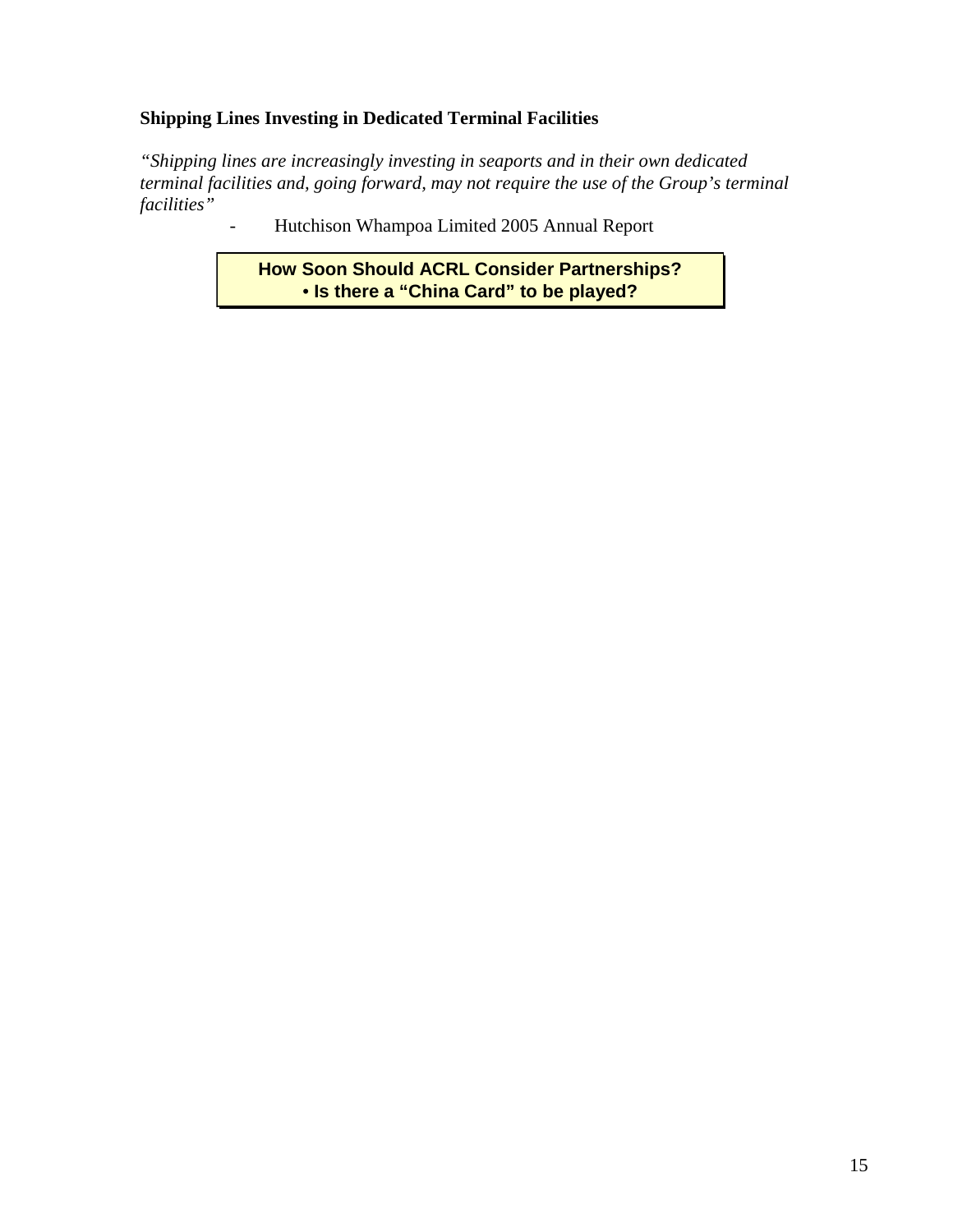**Shipping Lines Investing in Dedicated Terminal Facilities**

*"Shipping lines are increasingly investing in seaports and in their own dedicated terminal facilities and, going forward, may not require the use of the Group's terminal facilities"*

- Hutchison Whampoa Limited 2005 Annual Report

**How Soon Should ACRL Consider Partnerships?**
**• Is there a "China Card" to be played?**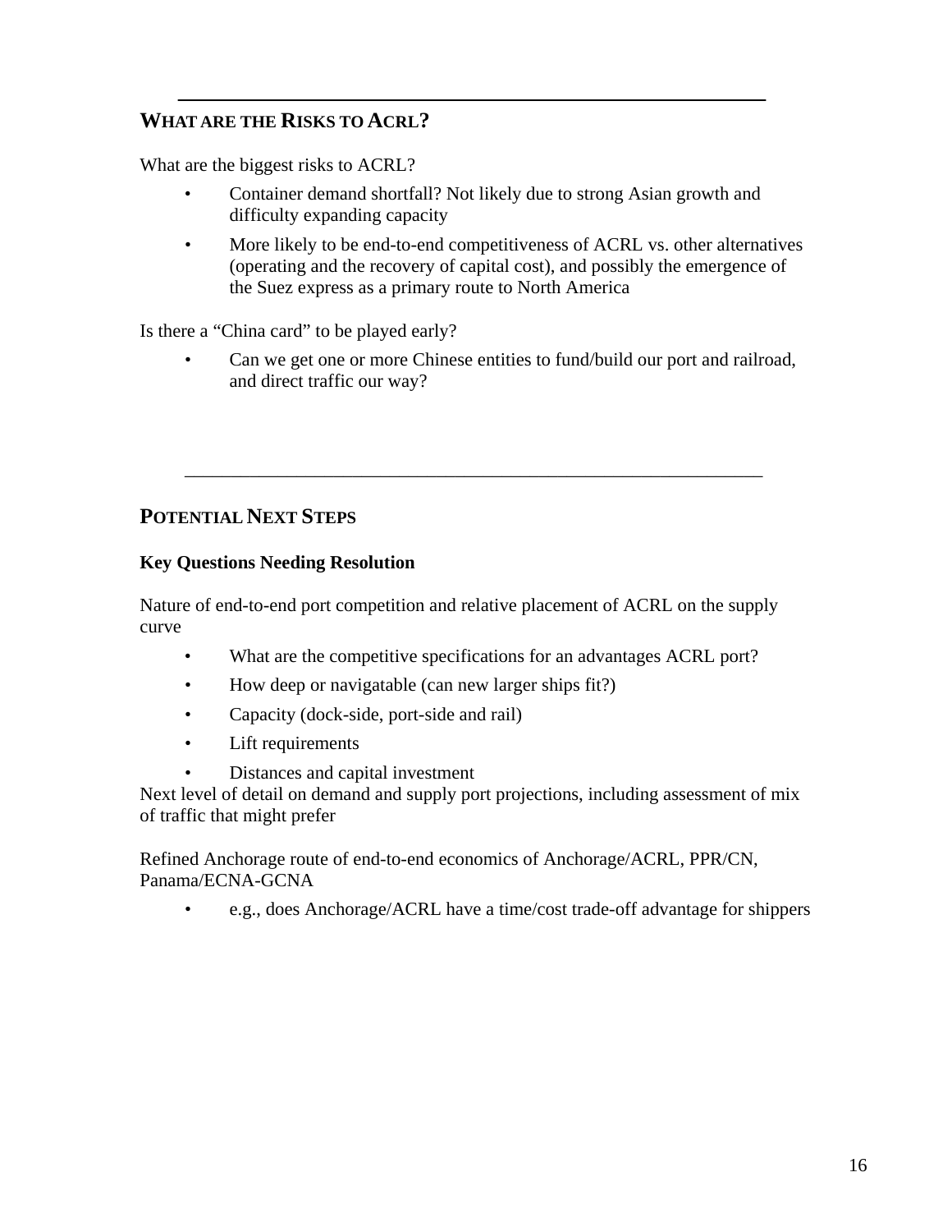## What are the Risks to ACRL?

What are the biggest risks to ACRL?

- Container demand shortfall? Not likely due to strong Asian growth and difficulty expanding capacity
- More likely to be end-to-end competitiveness of ACRL vs. other alternatives (operating and the recovery of capital cost), and possibly the emergence of the Suez express as a primary route to North America

Is there a "China card" to be played early?

- Can we get one or more Chinese entities to fund/build our port and railroad, and direct traffic our way?

---

## Potential Next Steps

**Key Questions Needing Resolution**

Nature of end-to-end port competition and relative placement of ACRL on the supply curve

- What are the competitive specifications for an advantages ACRL port?
- How deep or navigatable (can new larger ships fit?)
- Capacity (dock-side, port-side and rail)
- Lift requirements
- Distances and capital investment

Next level of detail on demand and supply port projections, including assessment of mix of traffic that might prefer

Refined Anchorage route of end-to-end economics of Anchorage/ACRL, PPR/CN, Panama/ECNA-GCNA

- e.g., does Anchorage/ACRL have a time/cost trade-off advantage for shippers